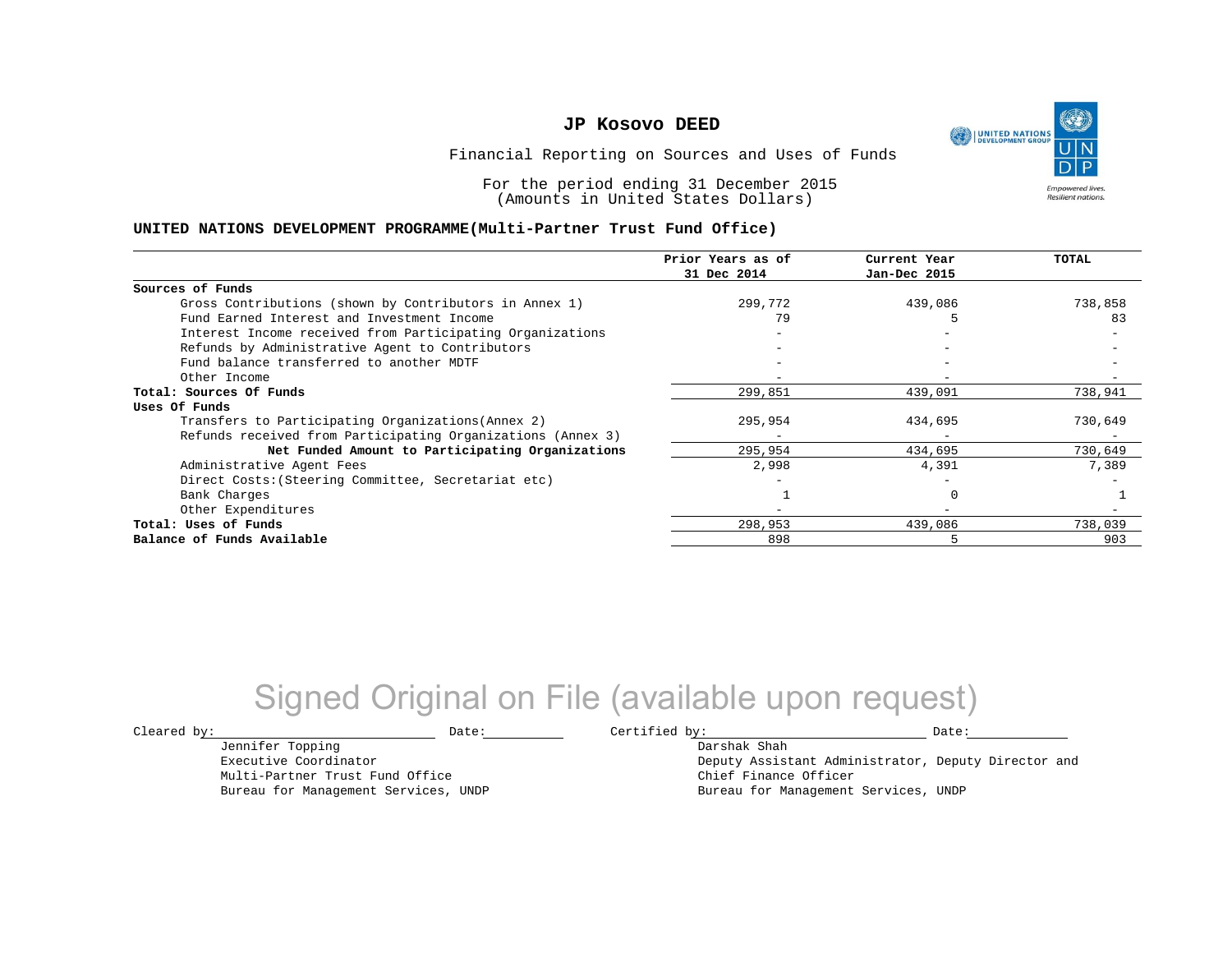# JP Kosovo DEED

Financial Reporting on Sources and Uses of Funds

For the period ending 31 December 2015
(Amounts in United States Dollars)

### UNITED NATIONS DEVELOPMENT PROGRAMME(Multi-Partner Trust Fund Office)

| | Prior Years as of 31 Dec 2014 | Current Year Jan-Dec 2015 | TOTAL |
|---|---|---|---|
| **Sources of Funds** | | | |
| Gross Contributions (shown by Contributors in Annex 1) | 299,772 | 439,086 | 738,858 |
| Fund Earned Interest and Investment Income | 79 | 5 | 83 |
| Interest Income received from Participating Organizations | - | - | - |
| Refunds by Administrative Agent to Contributors | - | - | - |
| Fund balance transferred to another MDTF | - | - | - |
| Other Income | - | - | - |
| **Total: Sources Of Funds** | 299,851 | 439,091 | 738,941 |
| **Uses Of Funds** | | | |
| Transfers to Participating Organizations(Annex 2) | 295,954 | 434,695 | 730,649 |
| Refunds received from Participating Organizations (Annex 3) | - | - | - |
| **Net Funded Amount to Participating Organizations** | 295,954 | 434,695 | 730,649 |
| Administrative Agent Fees | 2,998 | 4,391 | 7,389 |
| Direct Costs:(Steering Committee, Secretariat etc) | - | - | - |
| Bank Charges | 1 | 0 | 1 |
| Other Expenditures | - | - | - |
| **Total: Uses of Funds** | 298,953 | 439,086 | 738,039 |
| **Balance of Funds Available** | 898 | 5 | 903 |

Signed Original on File (available upon request)

Cleared by: \_\_\_\_\_\_\_\_\_\_\_\_\_\_\_\_ Date: \_\_\_\_\_\_\_\_
Jennifer Topping
Executive Coordinator
Multi-Partner Trust Fund Office
Bureau for Management Services, UNDP

Certified by: \_\_\_\_\_\_\_\_\_\_\_\_\_\_\_\_ Date: \_\_\_\_\_\_\_\_
Darshak Shah
Deputy Assistant Administrator, Deputy Director and Chief Finance Officer
Bureau for Management Services, UNDP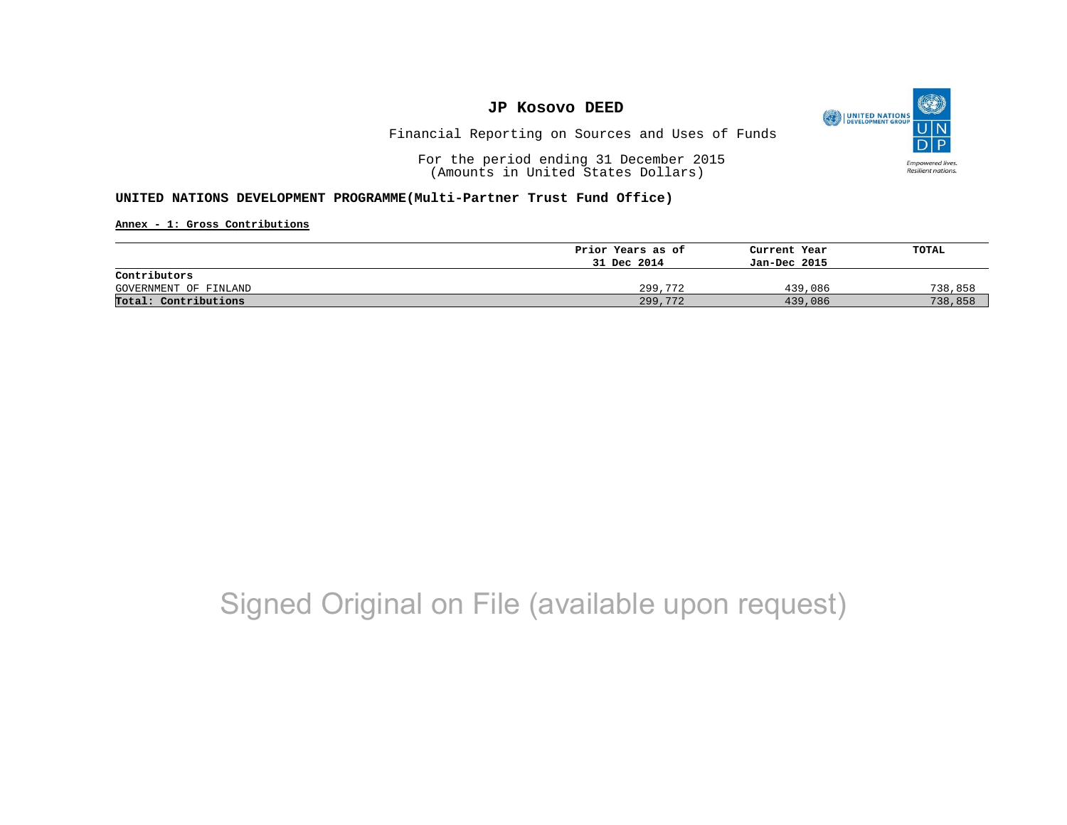# JP Kosovo DEED

Financial Reporting on Sources and Uses of Funds

For the period ending 31 December 2015
(Amounts in United States Dollars)

**UNITED NATIONS DEVELOPMENT PROGRAMME(Multi-Partner Trust Fund Office)**

**Annex - 1: Gross Contributions**

| | Prior Years as of 31 Dec 2014 | Current Year Jan-Dec 2015 | TOTAL |
|---|---|---|---|
| **Contributors** | | | |
| GOVERNMENT OF FINLAND | 299,772 | 439,086 | 738,858 |
| **Total: Contributions** | 299,772 | 439,086 | 738,858 |

Signed Original on File (available upon request)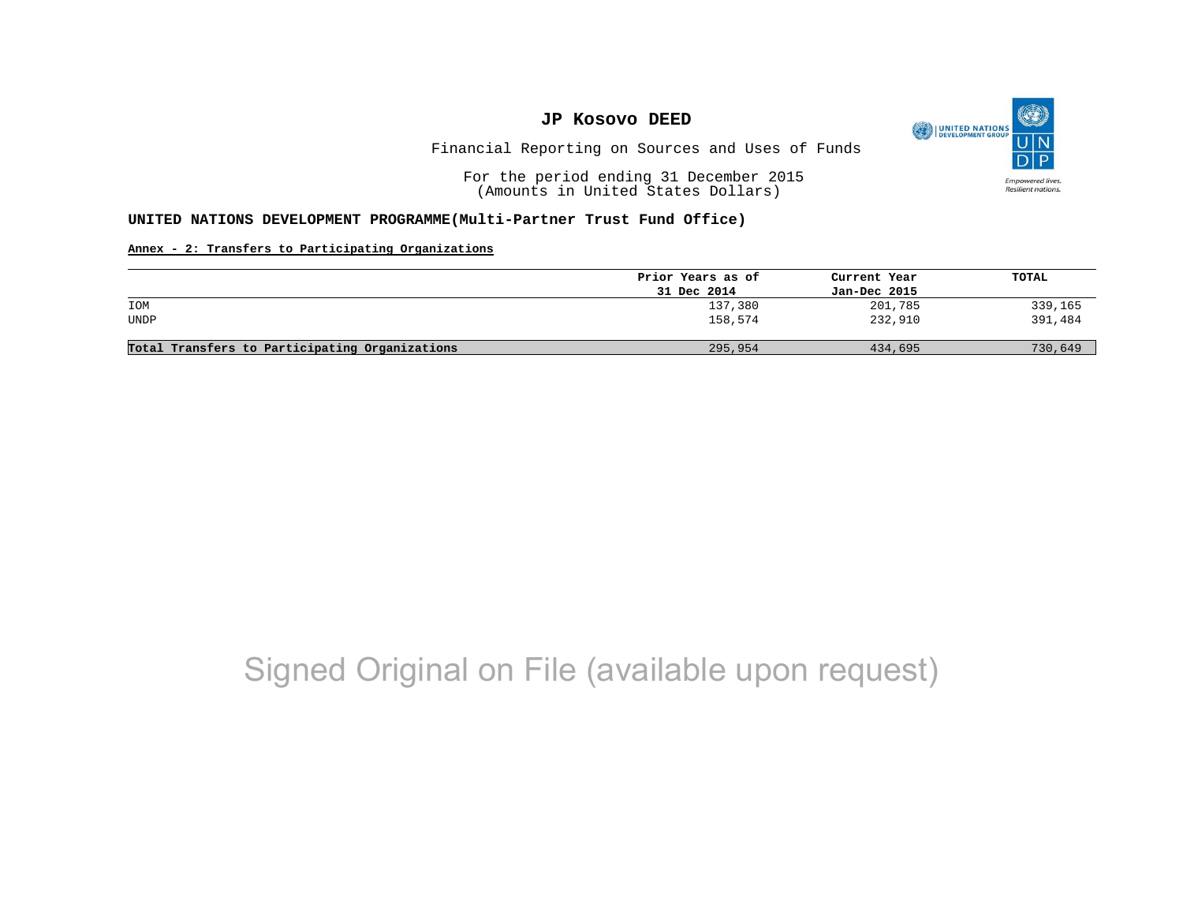# JP Kosovo DEED

Financial Reporting on Sources and Uses of Funds

For the period ending 31 December 2015
(Amounts in United States Dollars)

**UNITED NATIONS DEVELOPMENT PROGRAMME(Multi-Partner Trust Fund Office)**

**Annex - 2: Transfers to Participating Organizations**

| | Prior Years as of 31 Dec 2014 | Current Year Jan-Dec 2015 | TOTAL |
|---|---|---|---|
| IOM | 137,380 | 201,785 | 339,165 |
| UNDP | 158,574 | 232,910 | 391,484 |
| **Total Transfers to Participating Organizations** | 295,954 | 434,695 | 730,649 |

Signed Original on File (available upon request)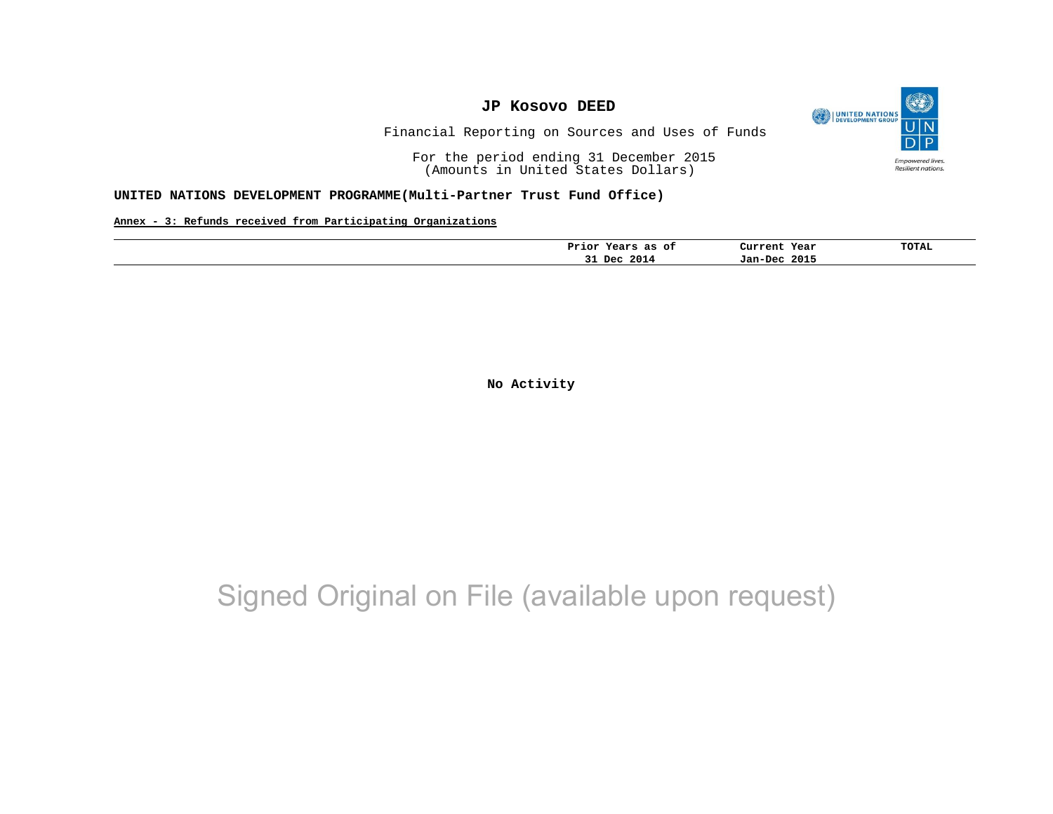# JP Kosovo DEED

Financial Reporting on Sources and Uses of Funds

For the period ending 31 December 2015
(Amounts in United States Dollars)

**UNITED NATIONS DEVELOPMENT PROGRAMME(Multi-Partner Trust Fund Office)**

**Annex - 3: Refunds received from Participating Organizations**

| | Prior Years as of 31 Dec 2014 | Current Year Jan-Dec 2015 | TOTAL |
|---|---|---|---|

**No Activity**

Signed Original on File (available upon request)